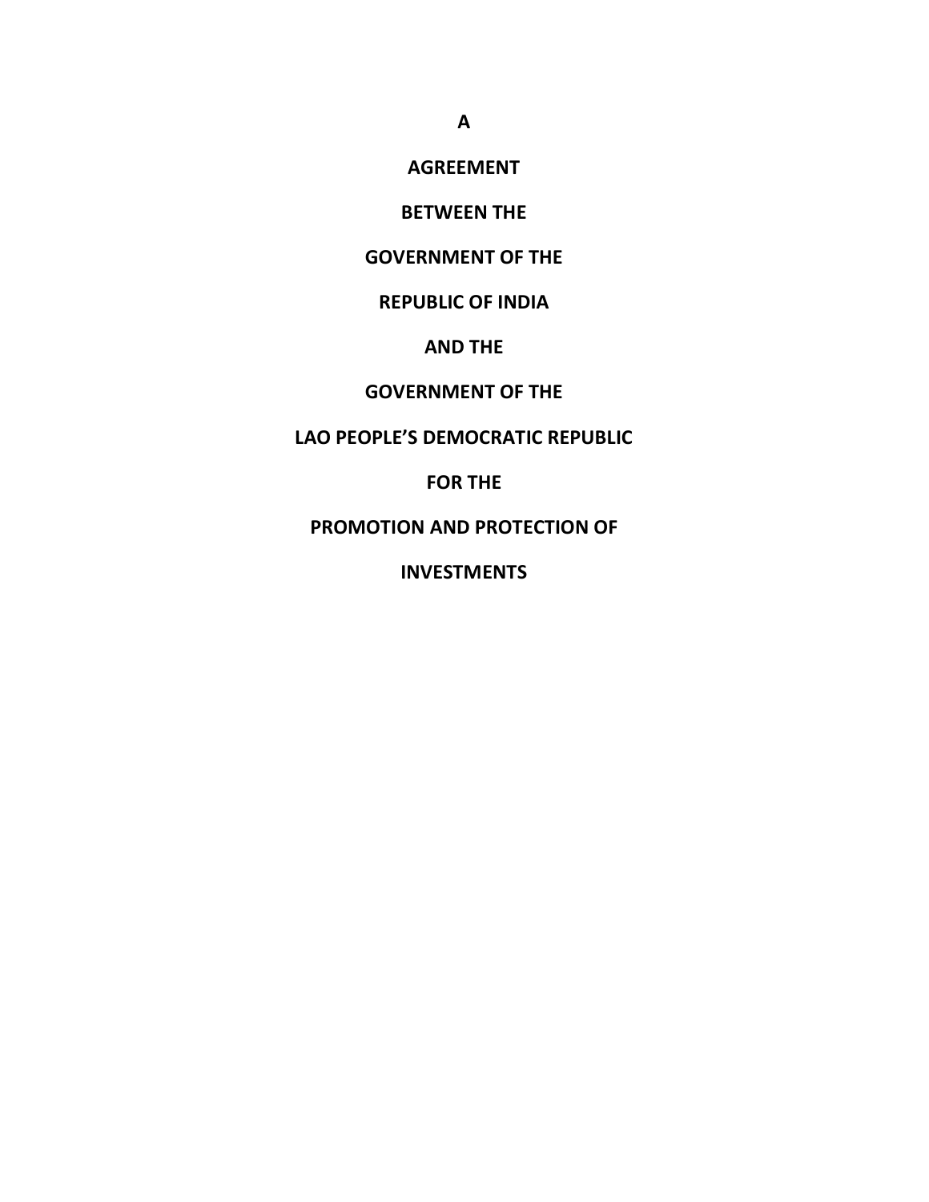**A**

**AGREEMENT**

**BETWEEN THE**

**GOVERNMENT OF THE**

**REPUBLIC OF INDIA**

**AND THE**

**GOVERNMENT OF THE**

**LAO PEOPLE'S DEMOCRATIC REPUBLIC**

**FOR THE**

**PROMOTION AND PROTECTION OF**

**INVESTMENTS**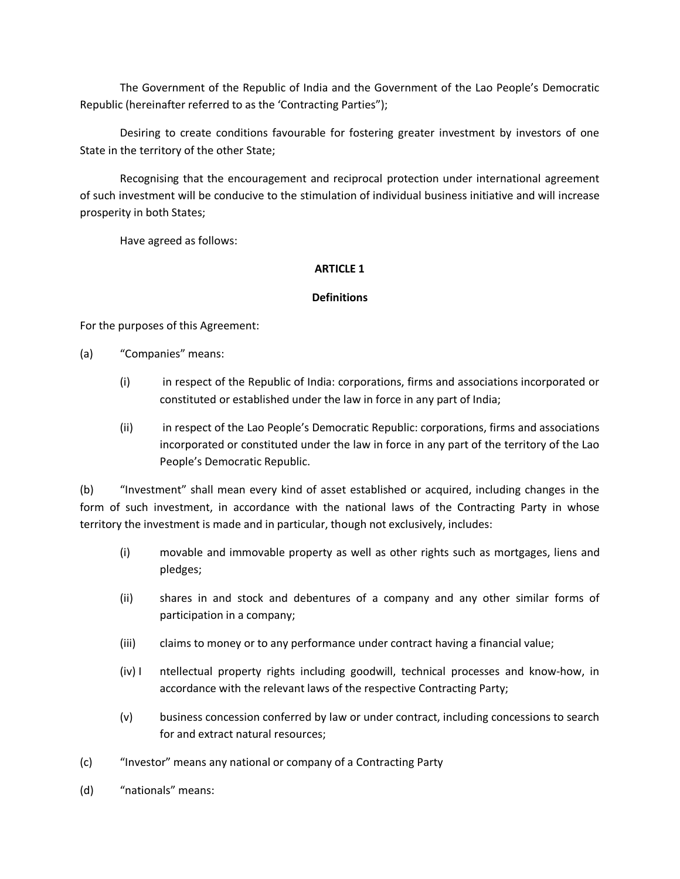The Government of the Republic of India and the Government of the Lao People's Democratic Republic (hereinafter referred to as the 'Contracting Parties");

Desiring to create conditions favourable for fostering greater investment by investors of one State in the territory of the other State;

Recognising that the encouragement and reciprocal protection under international agreement of such investment will be conducive to the stimulation of individual business initiative and will increase prosperity in both States;

Have agreed as follows:

**ARTICLE 1**

**Definitions**

For the purposes of this Agreement:

(a) "Companies" means:

(i) in respect of the Republic of India: corporations, firms and associations incorporated or constituted or established under the law in force in any part of India;

(ii) in respect of the Lao People's Democratic Republic: corporations, firms and associations incorporated or constituted under the law in force in any part of the territory of the Lao People's Democratic Republic.

(b) "Investment" shall mean every kind of asset established or acquired, including changes in the form of such investment, in accordance with the national laws of the Contracting Party in whose territory the investment is made and in particular, though not exclusively, includes:

(i) movable and immovable property as well as other rights such as mortgages, liens and pledges;

(ii) shares in and stock and debentures of a company and any other similar forms of participation in a company;

(iii) claims to money or to any performance under contract having a financial value;

(iv) I ntellectual property rights including goodwill, technical processes and know-how, in accordance with the relevant laws of the respective Contracting Party;

(v) business concession conferred by law or under contract, including concessions to search for and extract natural resources;

(c) "Investor" means any national or company of a Contracting Party

(d) "nationals" means: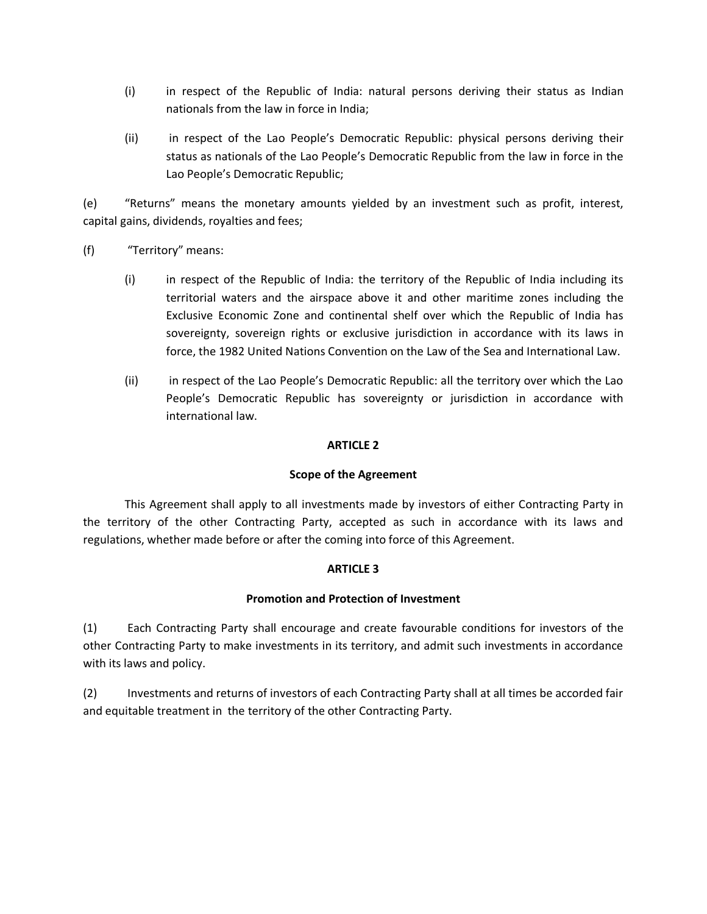(i) in respect of the Republic of India: natural persons deriving their status as Indian nationals from the law in force in India;

(ii) in respect of the Lao People's Democratic Republic: physical persons deriving their status as nationals of the Lao People's Democratic Republic from the law in force in the Lao People's Democratic Republic;

(e) "Returns" means the monetary amounts yielded by an investment such as profit, interest, capital gains, dividends, royalties and fees;

(f) "Territory" means:

(i) in respect of the Republic of India: the territory of the Republic of India including its territorial waters and the airspace above it and other maritime zones including the Exclusive Economic Zone and continental shelf over which the Republic of India has sovereignty, sovereign rights or exclusive jurisdiction in accordance with its laws in force, the 1982 United Nations Convention on the Law of the Sea and International Law.

(ii) in respect of the Lao People's Democratic Republic: all the territory over which the Lao People's Democratic Republic has sovereignty or jurisdiction in accordance with international law.

**ARTICLE 2**

**Scope of the Agreement**

This Agreement shall apply to all investments made by investors of either Contracting Party in the territory of the other Contracting Party, accepted as such in accordance with its laws and regulations, whether made before or after the coming into force of this Agreement.

**ARTICLE 3**

**Promotion and Protection of Investment**

(1) Each Contracting Party shall encourage and create favourable conditions for investors of the other Contracting Party to make investments in its territory, and admit such investments in accordance with its laws and policy.

(2) Investments and returns of investors of each Contracting Party shall at all times be accorded fair and equitable treatment in the territory of the other Contracting Party.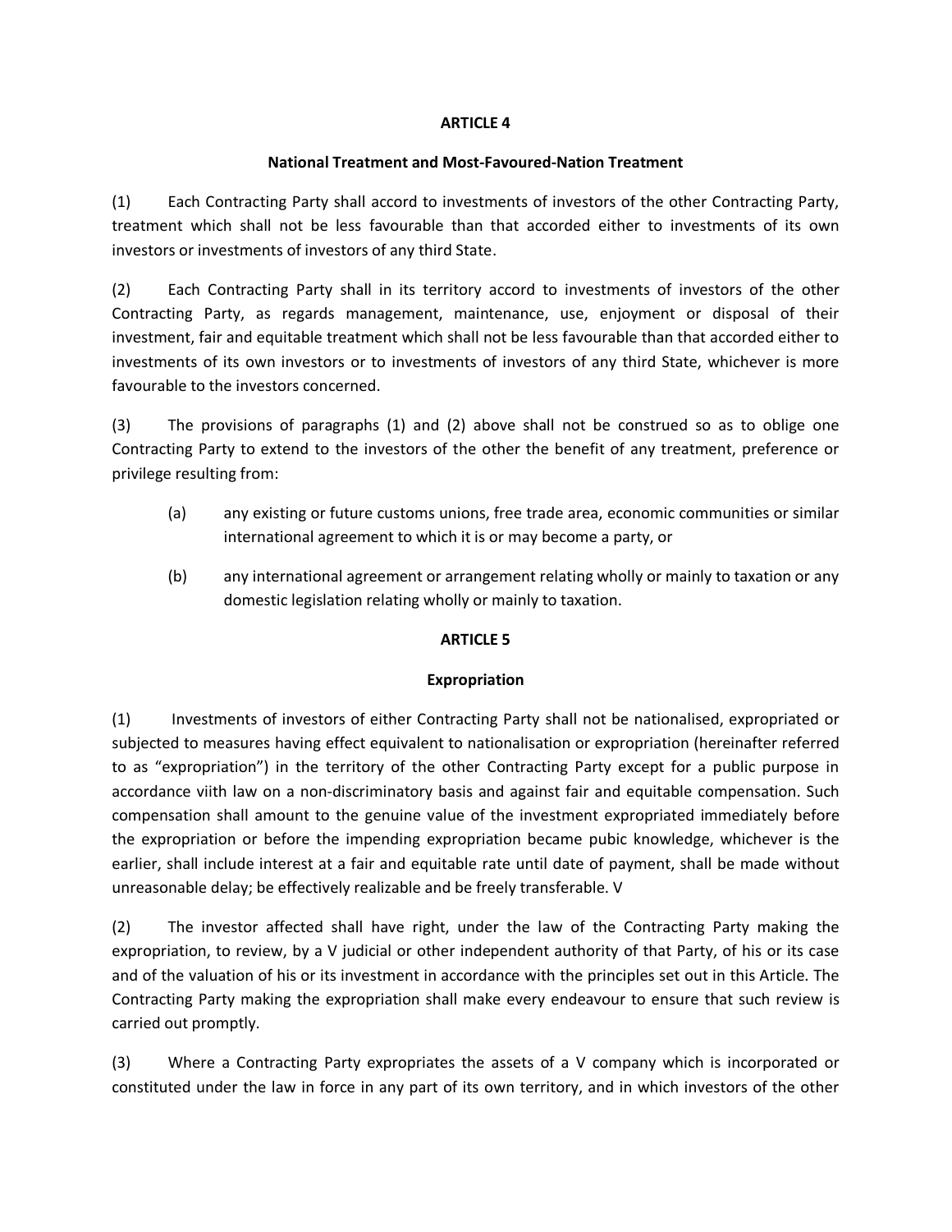**ARTICLE 4**

**National Treatment and Most-Favoured-Nation Treatment**

(1) Each Contracting Party shall accord to investments of investors of the other Contracting Party, treatment which shall not be less favourable than that accorded either to investments of its own investors or investments of investors of any third State.

(2) Each Contracting Party shall in its territory accord to investments of investors of the other Contracting Party, as regards management, maintenance, use, enjoyment or disposal of their investment, fair and equitable treatment which shall not be less favourable than that accorded either to investments of its own investors or to investments of investors of any third State, whichever is more favourable to the investors concerned.

(3) The provisions of paragraphs (1) and (2) above shall not be construed so as to oblige one Contracting Party to extend to the investors of the other the benefit of any treatment, preference or privilege resulting from:

(a) any existing or future customs unions, free trade area, economic communities or similar international agreement to which it is or may become a party, or

(b) any international agreement or arrangement relating wholly or mainly to taxation or any domestic legislation relating wholly or mainly to taxation.

**ARTICLE 5**

**Expropriation**

(1) Investments of investors of either Contracting Party shall not be nationalised, expropriated or subjected to measures having effect equivalent to nationalisation or expropriation (hereinafter referred to as "expropriation") in the territory of the other Contracting Party except for a public purpose in accordance viith law on a non-discriminatory basis and against fair and equitable compensation. Such compensation shall amount to the genuine value of the investment expropriated immediately before the expropriation or before the impending expropriation became pubic knowledge, whichever is the earlier, shall include interest at a fair and equitable rate until date of payment, shall be made without unreasonable delay; be effectively realizable and be freely transferable. V

(2) The investor affected shall have right, under the law of the Contracting Party making the expropriation, to review, by a V judicial or other independent authority of that Party, of his or its case and of the valuation of his or its investment in accordance with the principles set out in this Article. The Contracting Party making the expropriation shall make every endeavour to ensure that such review is carried out promptly.

(3) Where a Contracting Party expropriates the assets of a V company which is incorporated or constituted under the law in force in any part of its own territory, and in which investors of the other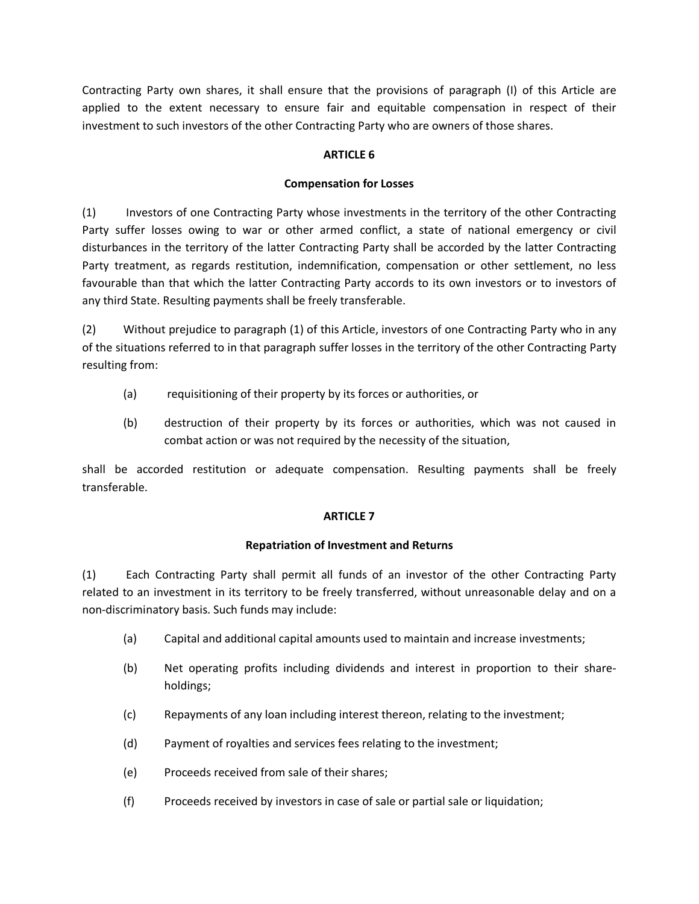Contracting Party own shares, it shall ensure that the provisions of paragraph (I) of this Article are applied to the extent necessary to ensure fair and equitable compensation in respect of their investment to such investors of the other Contracting Party who are owners of those shares.

**ARTICLE 6**

**Compensation for Losses**

(1) Investors of one Contracting Party whose investments in the territory of the other Contracting Party suffer losses owing to war or other armed conflict, a state of national emergency or civil disturbances in the territory of the latter Contracting Party shall be accorded by the latter Contracting Party treatment, as regards restitution, indemnification, compensation or other settlement, no less favourable than that which the latter Contracting Party accords to its own investors or to investors of any third State. Resulting payments shall be freely transferable.

(2) Without prejudice to paragraph (1) of this Article, investors of one Contracting Party who in any of the situations referred to in that paragraph suffer losses in the territory of the other Contracting Party resulting from:

- (a) requisitioning of their property by its forces or authorities, or
- (b) destruction of their property by its forces or authorities, which was not caused in combat action or was not required by the necessity of the situation,

shall be accorded restitution or adequate compensation. Resulting payments shall be freely transferable.

**ARTICLE 7**

**Repatriation of Investment and Returns**

(1) Each Contracting Party shall permit all funds of an investor of the other Contracting Party related to an investment in its territory to be freely transferred, without unreasonable delay and on a non-discriminatory basis. Such funds may include:

- (a) Capital and additional capital amounts used to maintain and increase investments;
- (b) Net operating profits including dividends and interest in proportion to their share-holdings;
- (c) Repayments of any loan including interest thereon, relating to the investment;
- (d) Payment of royalties and services fees relating to the investment;
- (e) Proceeds received from sale of their shares;
- (f) Proceeds received by investors in case of sale or partial sale or liquidation;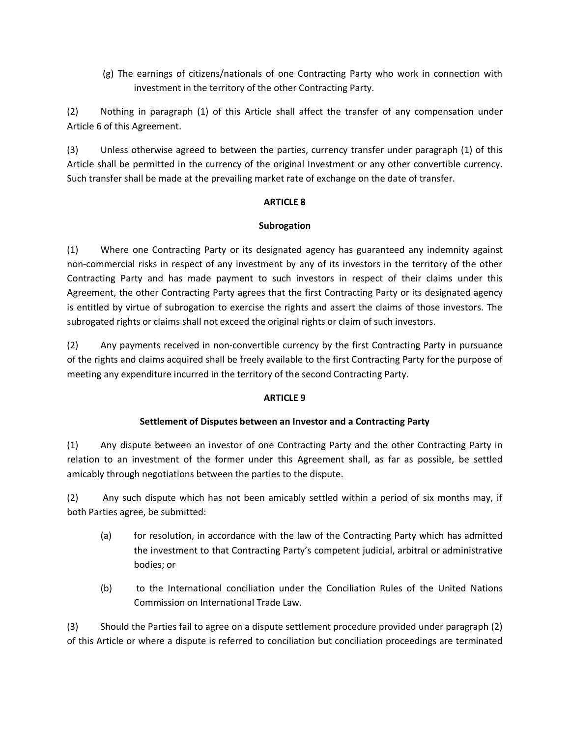(g) The earnings of citizens/nationals of one Contracting Party who work in connection with investment in the territory of the other Contracting Party.

(2) Nothing in paragraph (1) of this Article shall affect the transfer of any compensation under Article 6 of this Agreement.

(3) Unless otherwise agreed to between the parties, currency transfer under paragraph (1) of this Article shall be permitted in the currency of the original Investment or any other convertible currency. Such transfer shall be made at the prevailing market rate of exchange on the date of transfer.

**ARTICLE 8**

**Subrogation**

(1) Where one Contracting Party or its designated agency has guaranteed any indemnity against non-commercial risks in respect of any investment by any of its investors in the territory of the other Contracting Party and has made payment to such investors in respect of their claims under this Agreement, the other Contracting Party agrees that the first Contracting Party or its designated agency is entitled by virtue of subrogation to exercise the rights and assert the claims of those investors. The subrogated rights or claims shall not exceed the original rights or claim of such investors.

(2) Any payments received in non-convertible currency by the first Contracting Party in pursuance of the rights and claims acquired shall be freely available to the first Contracting Party for the purpose of meeting any expenditure incurred in the territory of the second Contracting Party.

**ARTICLE 9**

**Settlement of Disputes between an Investor and a Contracting Party**

(1) Any dispute between an investor of one Contracting Party and the other Contracting Party in relation to an investment of the former under this Agreement shall, as far as possible, be settled amicably through negotiations between the parties to the dispute.

(2) Any such dispute which has not been amicably settled within a period of six months may, if both Parties agree, be submitted:

(a) for resolution, in accordance with the law of the Contracting Party which has admitted the investment to that Contracting Party's competent judicial, arbitral or administrative bodies; or

(b) to the International conciliation under the Conciliation Rules of the United Nations Commission on International Trade Law.

(3) Should the Parties fail to agree on a dispute settlement procedure provided under paragraph (2) of this Article or where a dispute is referred to conciliation but conciliation proceedings are terminated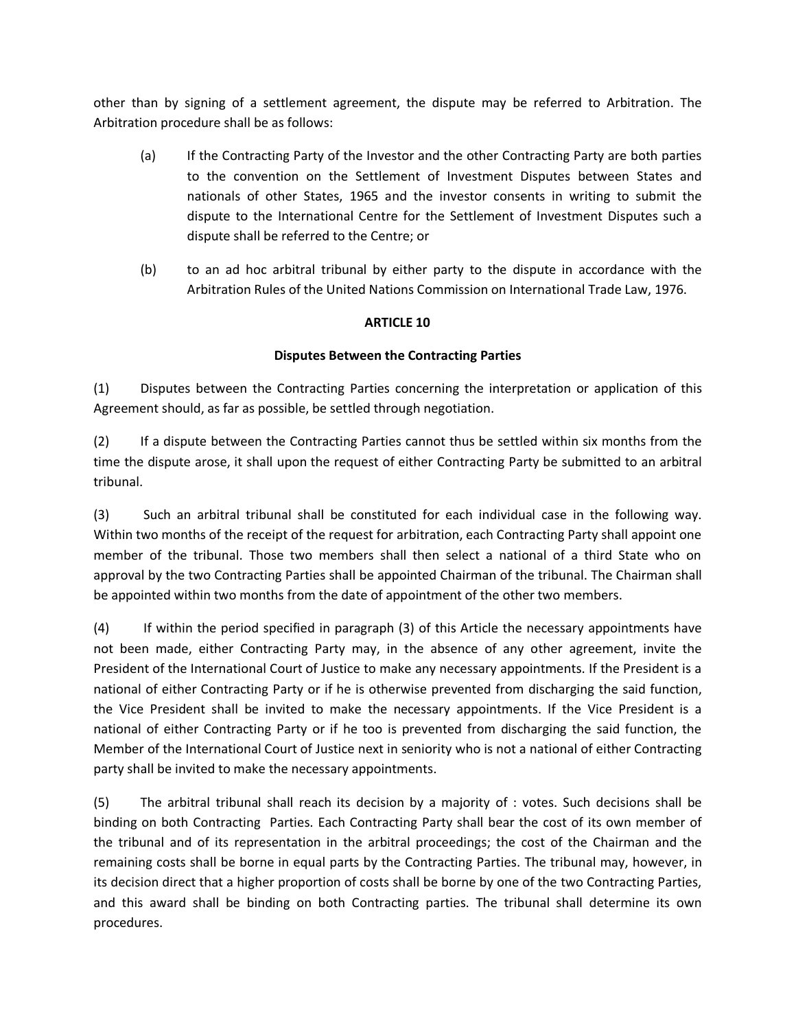other than by signing of a settlement agreement, the dispute may be referred to Arbitration. The Arbitration procedure shall be as follows:

(a) If the Contracting Party of the Investor and the other Contracting Party are both parties to the convention on the Settlement of Investment Disputes between States and nationals of other States, 1965 and the investor consents in writing to submit the dispute to the International Centre for the Settlement of Investment Disputes such a dispute shall be referred to the Centre; or

(b) to an ad hoc arbitral tribunal by either party to the dispute in accordance with the Arbitration Rules of the United Nations Commission on International Trade Law, 1976.

**ARTICLE 10**

**Disputes Between the Contracting Parties**

(1) Disputes between the Contracting Parties concerning the interpretation or application of this Agreement should, as far as possible, be settled through negotiation.

(2) If a dispute between the Contracting Parties cannot thus be settled within six months from the time the dispute arose, it shall upon the request of either Contracting Party be submitted to an arbitral tribunal.

(3) Such an arbitral tribunal shall be constituted for each individual case in the following way. Within two months of the receipt of the request for arbitration, each Contracting Party shall appoint one member of the tribunal. Those two members shall then select a national of a third State who on approval by the two Contracting Parties shall be appointed Chairman of the tribunal. The Chairman shall be appointed within two months from the date of appointment of the other two members.

(4) If within the period specified in paragraph (3) of this Article the necessary appointments have not been made, either Contracting Party may, in the absence of any other agreement, invite the President of the International Court of Justice to make any necessary appointments. If the President is a national of either Contracting Party or if he is otherwise prevented from discharging the said function, the Vice President shall be invited to make the necessary appointments. If the Vice President is a national of either Contracting Party or if he too is prevented from discharging the said function, the Member of the International Court of Justice next in seniority who is not a national of either Contracting party shall be invited to make the necessary appointments.

(5) The arbitral tribunal shall reach its decision by a majority of : votes. Such decisions shall be binding on both Contracting Parties. Each Contracting Party shall bear the cost of its own member of the tribunal and of its representation in the arbitral proceedings; the cost of the Chairman and the remaining costs shall be borne in equal parts by the Contracting Parties. The tribunal may, however, in its decision direct that a higher proportion of costs shall be borne by one of the two Contracting Parties, and this award shall be binding on both Contracting parties. The tribunal shall determine its own procedures.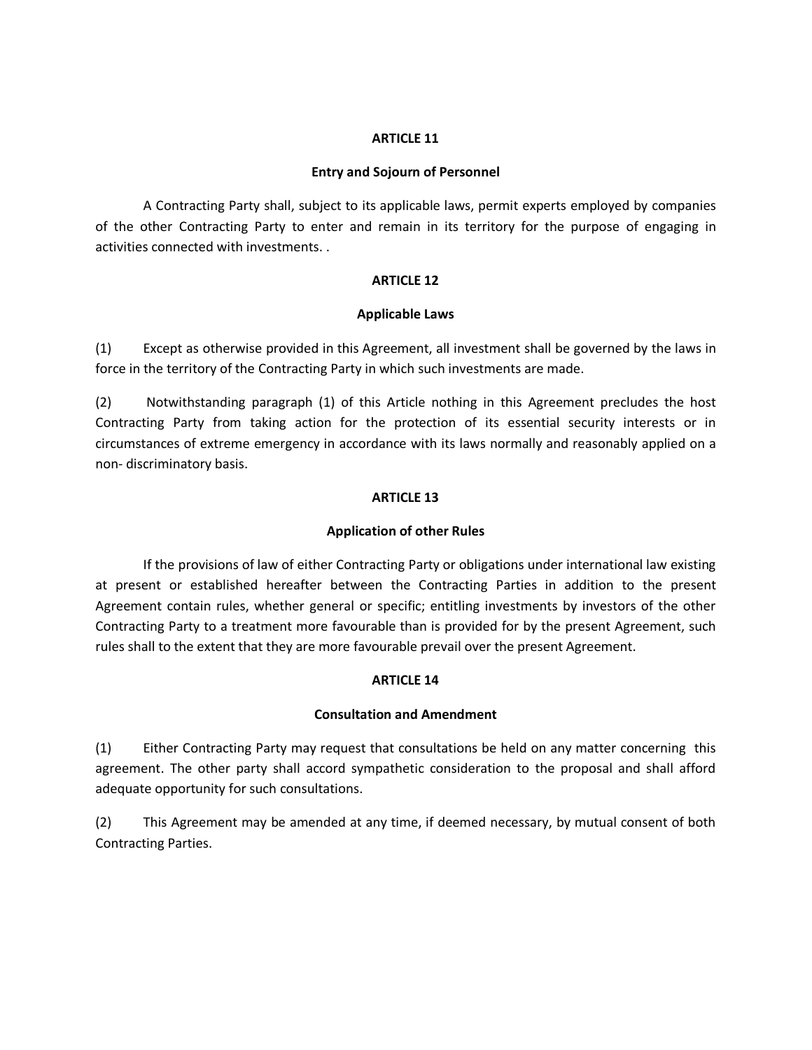**ARTICLE 11**

**Entry and Sojourn of Personnel**

A Contracting Party shall, subject to its applicable laws, permit experts employed by companies of the other Contracting Party to enter and remain in its territory for the purpose of engaging in activities connected with investments. .

**ARTICLE 12**

**Applicable Laws**

(1) Except as otherwise provided in this Agreement, all investment shall be governed by the laws in force in the territory of the Contracting Party in which such investments are made.

(2) Notwithstanding paragraph (1) of this Article nothing in this Agreement precludes the host Contracting Party from taking action for the protection of its essential security interests or in circumstances of extreme emergency in accordance with its laws normally and reasonably applied on a non- discriminatory basis.

**ARTICLE 13**

**Application of other Rules**

If the provisions of law of either Contracting Party or obligations under international law existing at present or established hereafter between the Contracting Parties in addition to the present Agreement contain rules, whether general or specific; entitling investments by investors of the other Contracting Party to a treatment more favourable than is provided for by the present Agreement, such rules shall to the extent that they are more favourable prevail over the present Agreement.

**ARTICLE 14**

**Consultation and Amendment**

(1) Either Contracting Party may request that consultations be held on any matter concerning this agreement. The other party shall accord sympathetic consideration to the proposal and shall afford adequate opportunity for such consultations.

(2) This Agreement may be amended at any time, if deemed necessary, by mutual consent of both Contracting Parties.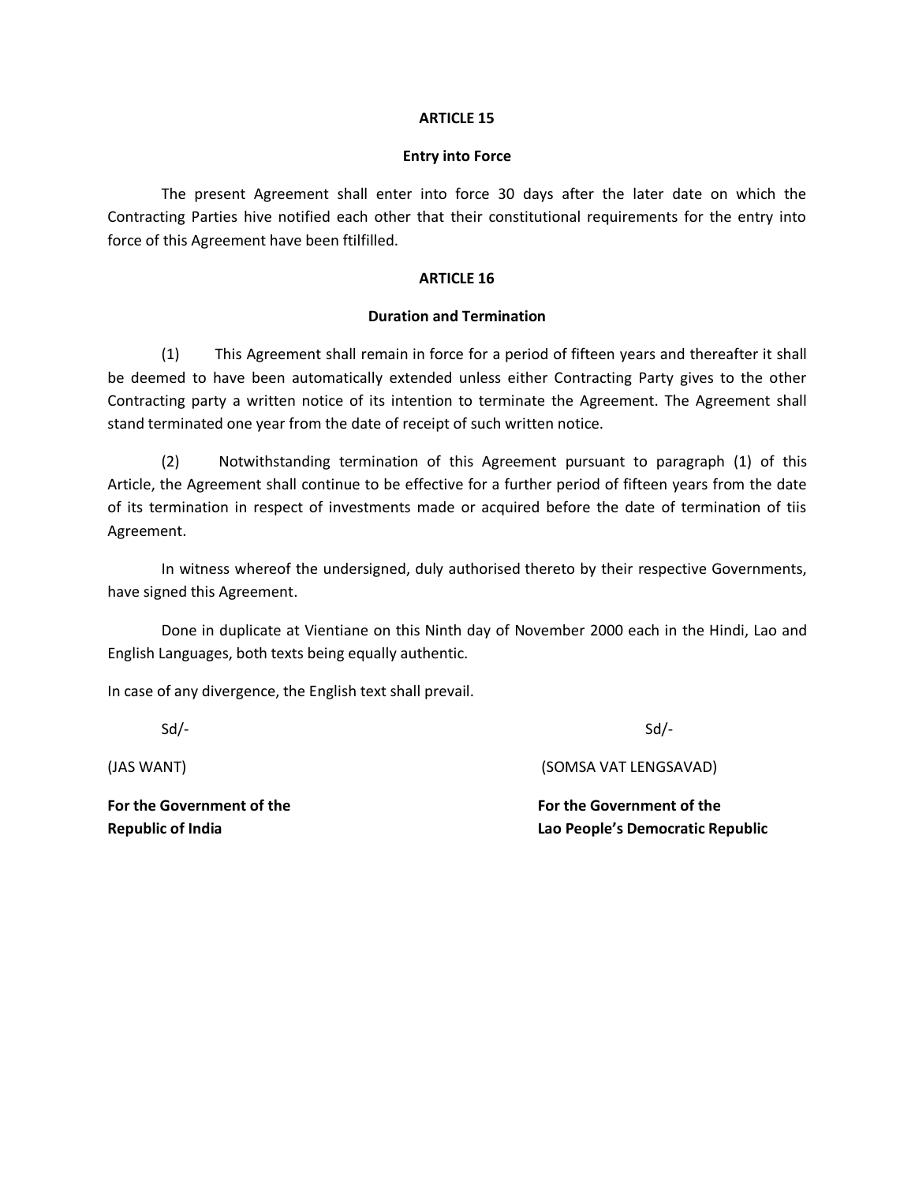**ARTICLE 15**

**Entry into Force**

The present Agreement shall enter into force 30 days after the later date on which the Contracting Parties hive notified each other that their constitutional requirements for the entry into force of this Agreement have been ftilfilled.

**ARTICLE 16**

**Duration and Termination**

(1) This Agreement shall remain in force for a period of fifteen years and thereafter it shall be deemed to have been automatically extended unless either Contracting Party gives to the other Contracting party a written notice of its intention to terminate the Agreement. The Agreement shall stand terminated one year from the date of receipt of such written notice.

(2) Notwithstanding termination of this Agreement pursuant to paragraph (1) of this Article, the Agreement shall continue to be effective for a further period of fifteen years from the date of its termination in respect of investments made or acquired before the date of termination of tiis Agreement.

In witness whereof the undersigned, duly authorised thereto by their respective Governments, have signed this Agreement.

Done in duplicate at Vientiane on this Ninth day of November 2000 each in the Hindi, Lao and English Languages, both texts being equally authentic.

In case of any divergence, the English text shall prevail.

Sd/-

(JAS WANT)

**For the Government of the**
**Republic of India**

Sd/-

(SOMSA VAT LENGSAVAD)

**For the Government of the**
**Lao People's Democratic Republic**